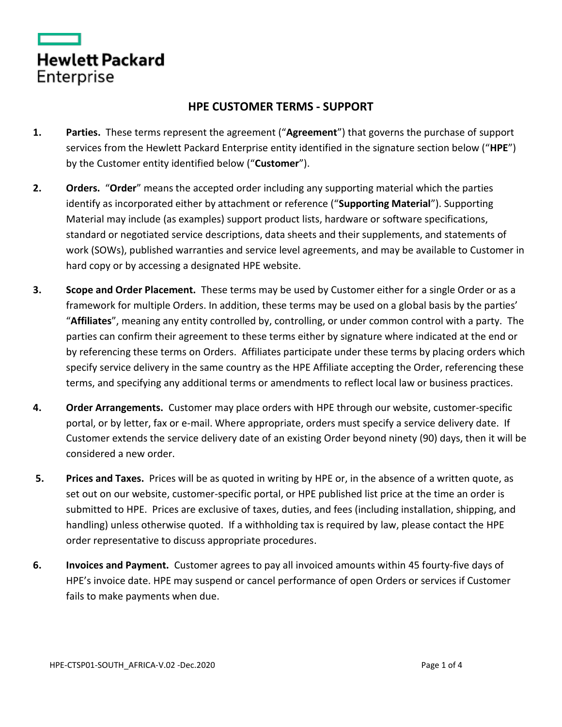Hewlett Packard Enterprise

# HPE CUSTOMER TERMS - SUPPORT

1. **Parties.** These terms represent the agreement ("**Agreement**") that governs the purchase of support services from the Hewlett Packard Enterprise entity identified in the signature section below ("**HPE**") by the Customer entity identified below ("**Customer**").

2. **Orders.** "**Order**" means the accepted order including any supporting material which the parties identify as incorporated either by attachment or reference ("**Supporting Material**"). Supporting Material may include (as examples) support product lists, hardware or software specifications, standard or negotiated service descriptions, data sheets and their supplements, and statements of work (SOWs), published warranties and service level agreements, and may be available to Customer in hard copy or by accessing a designated HPE website.

3. **Scope and Order Placement.** These terms may be used by Customer either for a single Order or as a framework for multiple Orders. In addition, these terms may be used on a global basis by the parties' "**Affiliates**", meaning any entity controlled by, controlling, or under common control with a party. The parties can confirm their agreement to these terms either by signature where indicated at the end or by referencing these terms on Orders. Affiliates participate under these terms by placing orders which specify service delivery in the same country as the HPE Affiliate accepting the Order, referencing these terms, and specifying any additional terms or amendments to reflect local law or business practices.

4. **Order Arrangements.** Customer may place orders with HPE through our website, customer-specific portal, or by letter, fax or e-mail. Where appropriate, orders must specify a service delivery date. If Customer extends the service delivery date of an existing Order beyond ninety (90) days, then it will be considered a new order.

5. **Prices and Taxes.** Prices will be as quoted in writing by HPE or, in the absence of a written quote, as set out on our website, customer-specific portal, or HPE published list price at the time an order is submitted to HPE. Prices are exclusive of taxes, duties, and fees (including installation, shipping, and handling) unless otherwise quoted. If a withholding tax is required by law, please contact the HPE order representative to discuss appropriate procedures.

6. **Invoices and Payment.** Customer agrees to pay all invoiced amounts within 45 fourty-five days of HPE's invoice date. HPE may suspend or cancel performance of open Orders or services if Customer fails to make payments when due.

HPE-CTSP01-SOUTH_AFRICA-V.02 -Dec.2020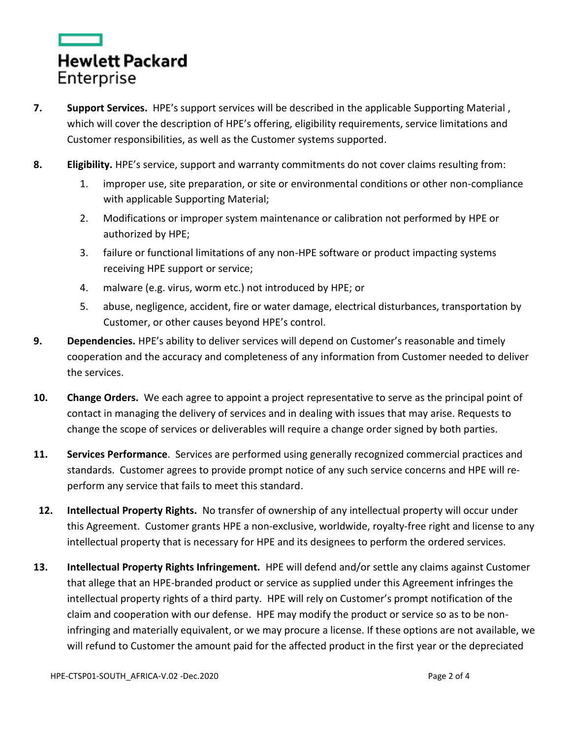**7.** **Support Services.** HPE's support services will be described in the applicable Supporting Material , which will cover the description of HPE's offering, eligibility requirements, service limitations and Customer responsibilities, as well as the Customer systems supported.

**8.** **Eligibility.** HPE's service, support and warranty commitments do not cover claims resulting from:

1. improper use, site preparation, or site or environmental conditions or other non-compliance with applicable Supporting Material;
2. Modifications or improper system maintenance or calibration not performed by HPE or authorized by HPE;
3. failure or functional limitations of any non-HPE software or product impacting systems receiving HPE support or service;
4. malware (e.g. virus, worm etc.) not introduced by HPE; or
5. abuse, negligence, accident, fire or water damage, electrical disturbances, transportation by Customer, or other causes beyond HPE's control.

**9.** **Dependencies.** HPE's ability to deliver services will depend on Customer's reasonable and timely cooperation and the accuracy and completeness of any information from Customer needed to deliver the services.

**10.** **Change Orders.** We each agree to appoint a project representative to serve as the principal point of contact in managing the delivery of services and in dealing with issues that may arise. Requests to change the scope of services or deliverables will require a change order signed by both parties.

**11.** **Services Performance**. Services are performed using generally recognized commercial practices and standards. Customer agrees to provide prompt notice of any such service concerns and HPE will re-perform any service that fails to meet this standard.

**12.** **Intellectual Property Rights.** No transfer of ownership of any intellectual property will occur under this Agreement. Customer grants HPE a non-exclusive, worldwide, royalty-free right and license to any intellectual property that is necessary for HPE and its designees to perform the ordered services.

**13.** **Intellectual Property Rights Infringement.** HPE will defend and/or settle any claims against Customer that allege that an HPE-branded product or service as supplied under this Agreement infringes the intellectual property rights of a third party. HPE will rely on Customer's prompt notification of the claim and cooperation with our defense. HPE may modify the product or service so as to be non-infringing and materially equivalent, or we may procure a license. If these options are not available, we will refund to Customer the amount paid for the affected product in the first year or the depreciated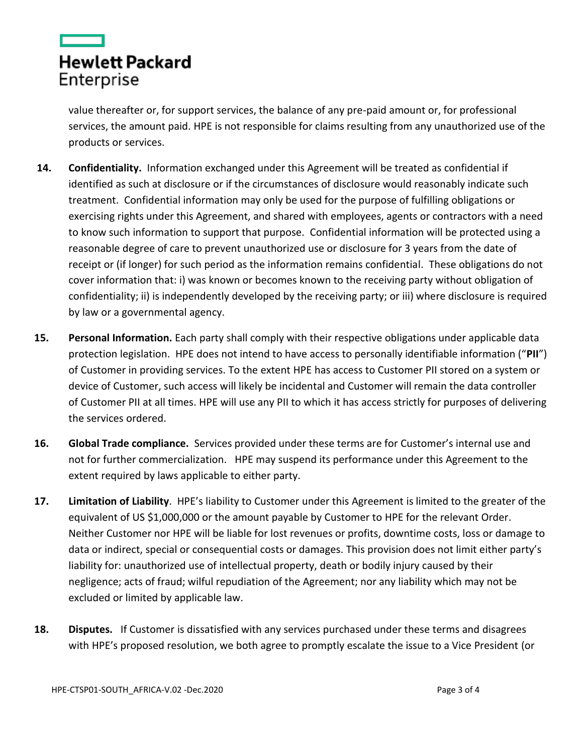value thereafter or, for support services, the balance of any pre-paid amount or, for professional services, the amount paid. HPE is not responsible for claims resulting from any unauthorized use of the products or services.

**14. Confidentiality.** Information exchanged under this Agreement will be treated as confidential if identified as such at disclosure or if the circumstances of disclosure would reasonably indicate such treatment. Confidential information may only be used for the purpose of fulfilling obligations or exercising rights under this Agreement, and shared with employees, agents or contractors with a need to know such information to support that purpose. Confidential information will be protected using a reasonable degree of care to prevent unauthorized use or disclosure for 3 years from the date of receipt or (if longer) for such period as the information remains confidential. These obligations do not cover information that: i) was known or becomes known to the receiving party without obligation of confidentiality; ii) is independently developed by the receiving party; or iii) where disclosure is required by law or a governmental agency.

**15. Personal Information.** Each party shall comply with their respective obligations under applicable data protection legislation. HPE does not intend to have access to personally identifiable information ("**PII**") of Customer in providing services. To the extent HPE has access to Customer PII stored on a system or device of Customer, such access will likely be incidental and Customer will remain the data controller of Customer PII at all times. HPE will use any PII to which it has access strictly for purposes of delivering the services ordered.

**16. Global Trade compliance.** Services provided under these terms are for Customer's internal use and not for further commercialization. HPE may suspend its performance under this Agreement to the extent required by laws applicable to either party.

**17. Limitation of Liability**. HPE's liability to Customer under this Agreement is limited to the greater of the equivalent of US $1,000,000 or the amount payable by Customer to HPE for the relevant Order. Neither Customer nor HPE will be liable for lost revenues or profits, downtime costs, loss or damage to data or indirect, special or consequential costs or damages. This provision does not limit either party's liability for: unauthorized use of intellectual property, death or bodily injury caused by their negligence; acts of fraud; wilful repudiation of the Agreement; nor any liability which may not be excluded or limited by applicable law.

**18. Disputes.** If Customer is dissatisfied with any services purchased under these terms and disagrees with HPE's proposed resolution, we both agree to promptly escalate the issue to a Vice President (or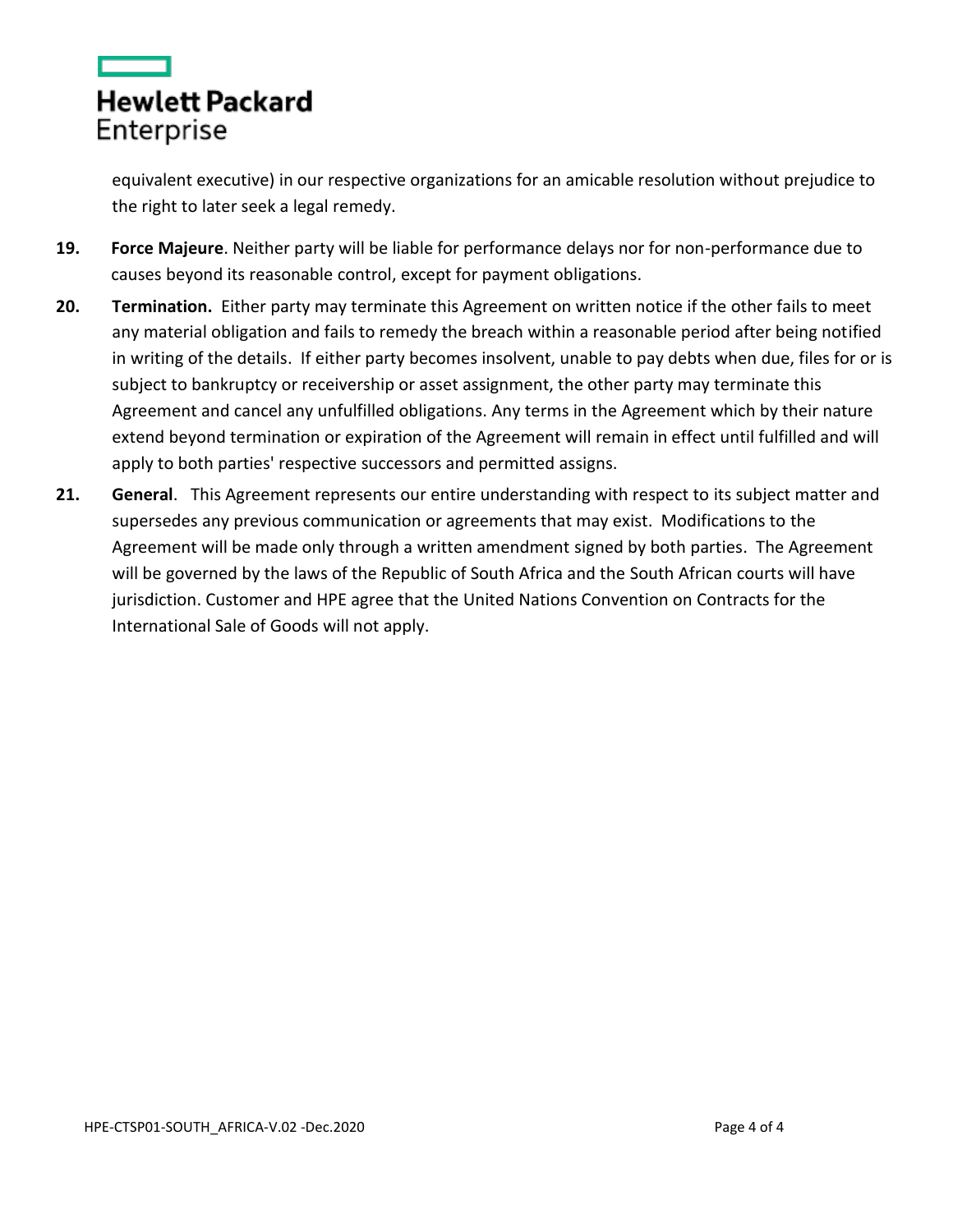equivalent executive) in our respective organizations for an amicable resolution without prejudice to the right to later seek a legal remedy.

**19.** **Force Majeure**. Neither party will be liable for performance delays nor for non-performance due to causes beyond its reasonable control, except for payment obligations.

**20.** **Termination.** Either party may terminate this Agreement on written notice if the other fails to meet any material obligation and fails to remedy the breach within a reasonable period after being notified in writing of the details. If either party becomes insolvent, unable to pay debts when due, files for or is subject to bankruptcy or receivership or asset assignment, the other party may terminate this Agreement and cancel any unfulfilled obligations. Any terms in the Agreement which by their nature extend beyond termination or expiration of the Agreement will remain in effect until fulfilled and will apply to both parties' respective successors and permitted assigns.

**21.** **General**. This Agreement represents our entire understanding with respect to its subject matter and supersedes any previous communication or agreements that may exist. Modifications to the Agreement will be made only through a written amendment signed by both parties. The Agreement will be governed by the laws of the Republic of South Africa and the South African courts will have jurisdiction. Customer and HPE agree that the United Nations Convention on Contracts for the International Sale of Goods will not apply.